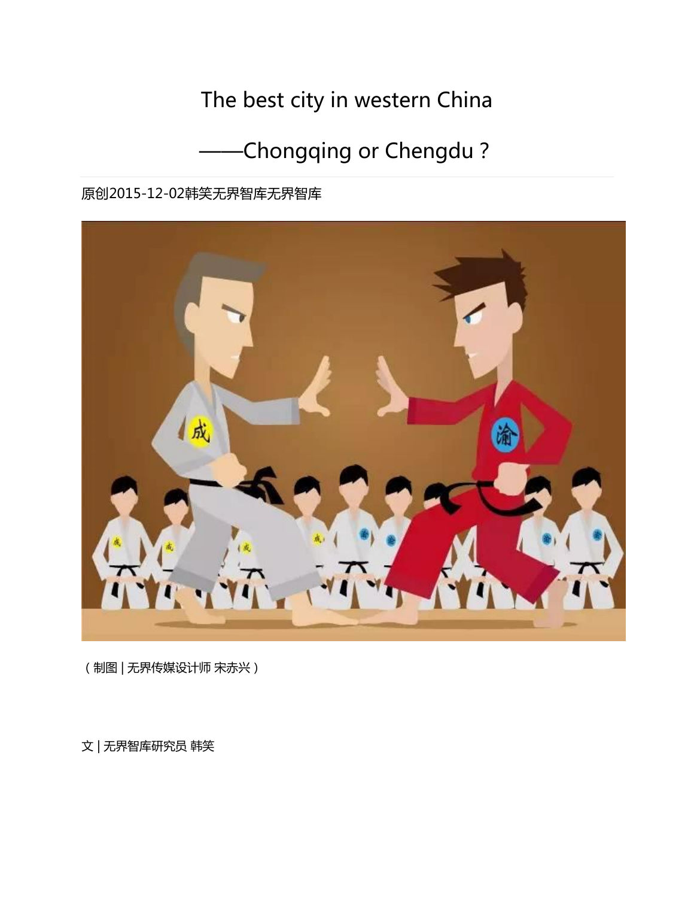# The best city in western China

# ——Chongqing or Chengdu？

原创2015-12-02韩笑无界智库无界智库

（制图 | 无界传媒设计师 宋赤兴）

文 | 无界智库研究员 韩笑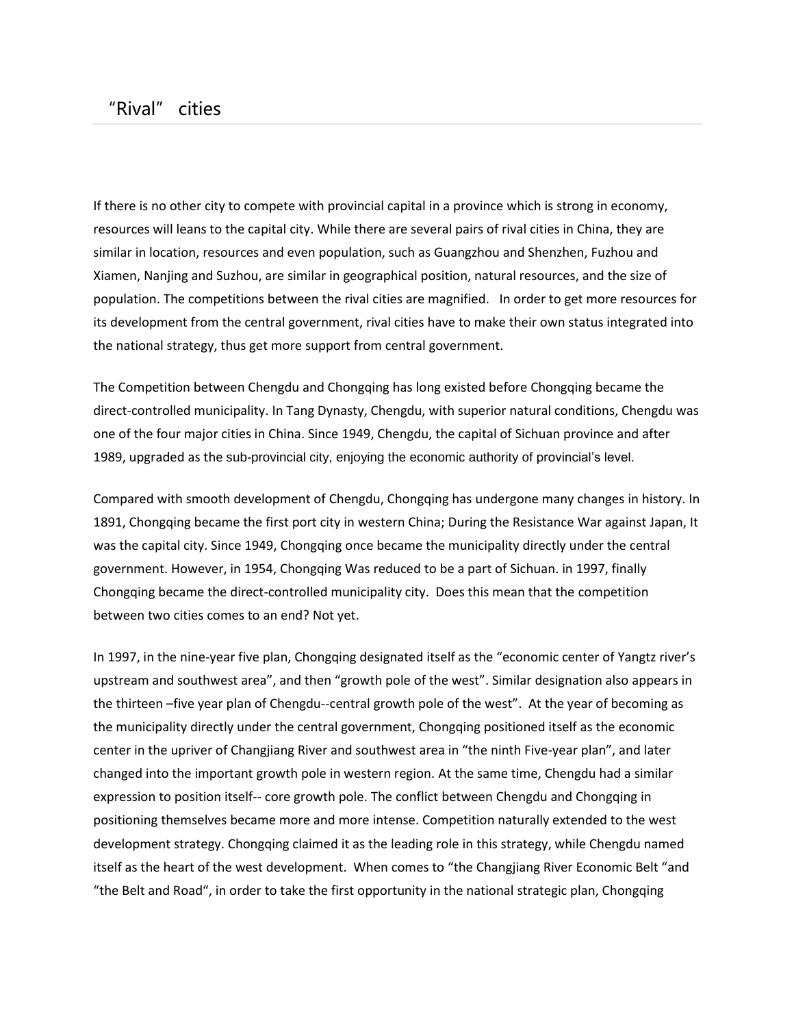# “Rival” cities

If there is no other city to compete with provincial capital in a province which is strong in economy, resources will leans to the capital city. While there are several pairs of rival cities in China, they are similar in location, resources and even population, such as Guangzhou and Shenzhen, Fuzhou and Xiamen, Nanjing and Suzhou, are similar in geographical position, natural resources, and the size of population. The competitions between the rival cities are magnified. In order to get more resources for its development from the central government, rival cities have to make their own status integrated into the national strategy, thus get more support from central government.

The Competition between Chengdu and Chongqing has long existed before Chongqing became the direct-controlled municipality. In Tang Dynasty, Chengdu, with superior natural conditions, Chengdu was one of the four major cities in China. Since 1949, Chengdu, the capital of Sichuan province and after 1989, upgraded as the sub-provincial city, enjoying the economic authority of provincial's level.

Compared with smooth development of Chengdu, Chongqing has undergone many changes in history. In 1891, Chongqing became the first port city in western China; During the Resistance War against Japan, It was the capital city. Since 1949, Chongqing once became the municipality directly under the central government. However, in 1954, Chongqing Was reduced to be a part of Sichuan. in 1997, finally Chongqing became the direct-controlled municipality city. Does this mean that the competition between two cities comes to an end? Not yet.

In 1997, in the nine-year five plan, Chongqing designated itself as the “economic center of Yangtz river's upstream and southwest area”, and then “growth pole of the west”. Similar designation also appears in the thirteen –five year plan of Chengdu--central growth pole of the west”. At the year of becoming as the municipality directly under the central government, Chongqing positioned itself as the economic center in the upriver of Changjiang River and southwest area in “the ninth Five-year plan”, and later changed into the important growth pole in western region. At the same time, Chengdu had a similar expression to position itself-- core growth pole. The conflict between Chengdu and Chongqing in positioning themselves became more and more intense. Competition naturally extended to the west development strategy. Chongqing claimed it as the leading role in this strategy, while Chengdu named itself as the heart of the west development. When comes to “the Changjiang River Economic Belt “and “the Belt and Road“, in order to take the first opportunity in the national strategic plan, Chongqing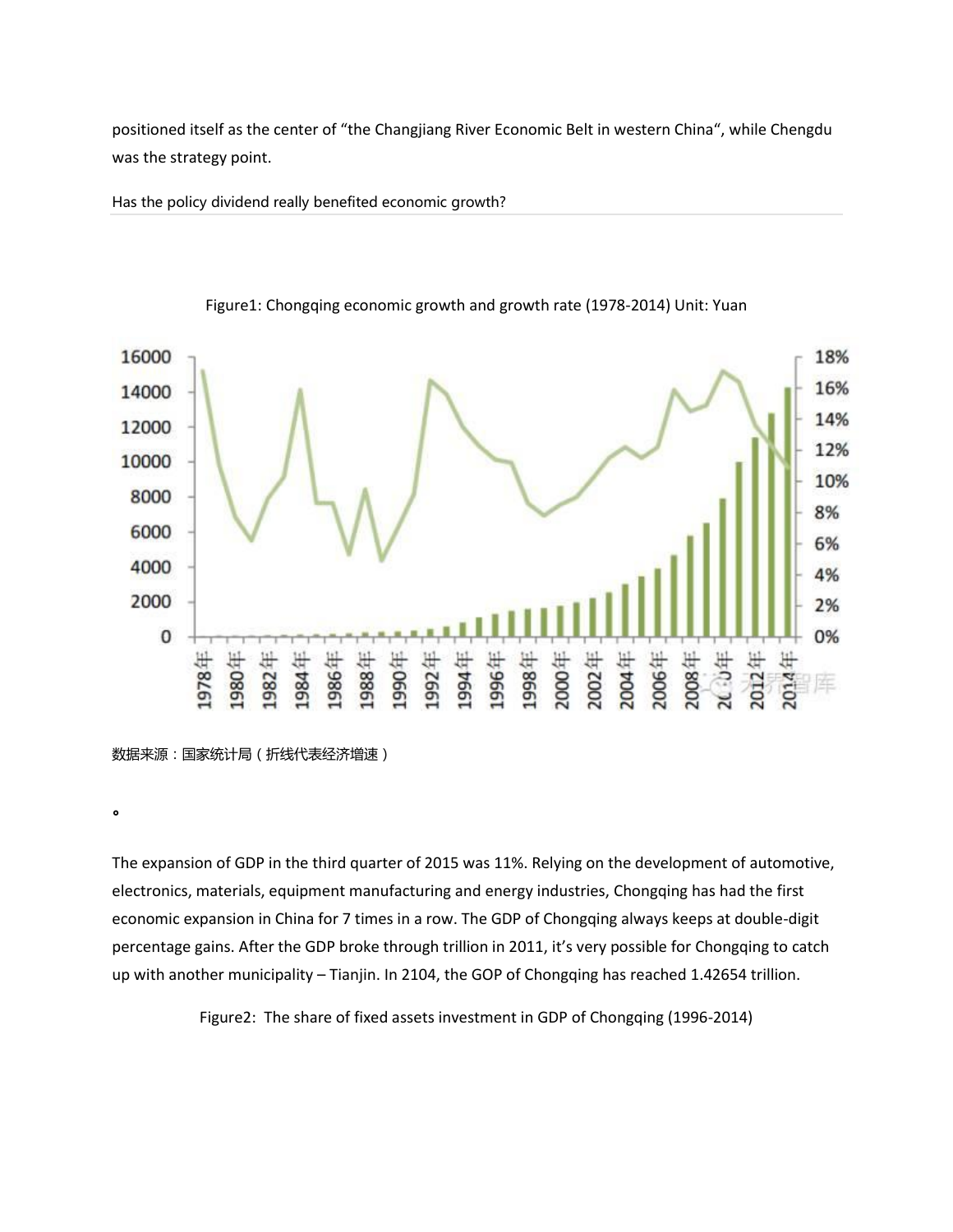positioned itself as the center of "the Changjiang River Economic Belt in western China", while Chengdu was the strategy point.

Has the policy dividend really benefited economic growth?

Figure1: Chongqing economic growth and growth rate (1978-2014) Unit: Yuan

数据来源：国家统计局（折线代表经济增速）

。

The expansion of GDP in the third quarter of 2015 was 11%. Relying on the development of automotive, electronics, materials, equipment manufacturing and energy industries, Chongqing has had the first economic expansion in China for 7 times in a row. The GDP of Chongqing always keeps at double-digit percentage gains. After the GDP broke through trillion in 2011, it's very possible for Chongqing to catch up with another municipality – Tianjin. In 2104, the GOP of Chongqing has reached 1.42654 trillion.

Figure2: The share of fixed assets investment in GDP of Chongqing (1996-2014)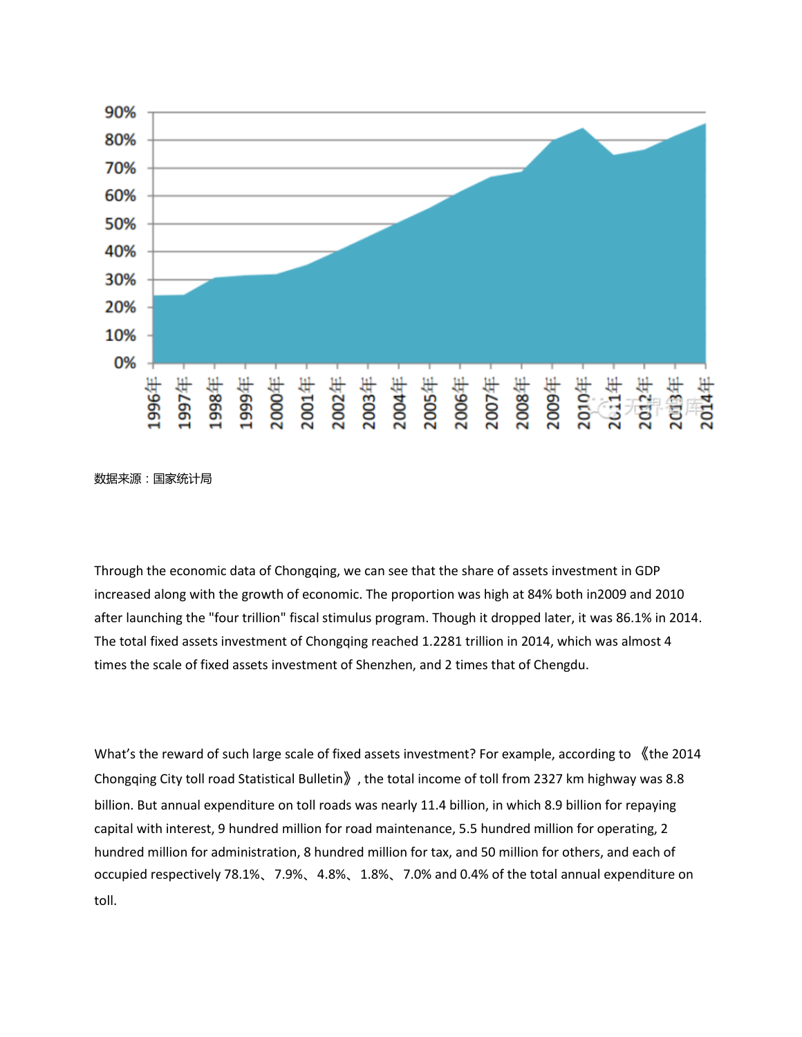数据来源：国家统计局

Through the economic data of Chongqing, we can see that the share of assets investment in GDP increased along with the growth of economic. The proportion was high at 84% both in2009 and 2010 after launching the "four trillion" fiscal stimulus program. Though it dropped later, it was 86.1% in 2014. The total fixed assets investment of Chongqing reached 1.2281 trillion in 2014, which was almost 4 times the scale of fixed assets investment of Shenzhen, and 2 times that of Chengdu.

What's the reward of such large scale of fixed assets investment? For example, according to 《the 2014 Chongqing City toll road Statistical Bulletin》, the total income of toll from 2327 km highway was 8.8 billion. But annual expenditure on toll roads was nearly 11.4 billion, in which 8.9 billion for repaying capital with interest, 9 hundred million for road maintenance, 5.5 hundred million for operating, 2 hundred million for administration, 8 hundred million for tax, and 50 million for others, and each of occupied respectively 78.1%、7.9%、4.8%、1.8%、7.0% and 0.4% of the total annual expenditure on toll.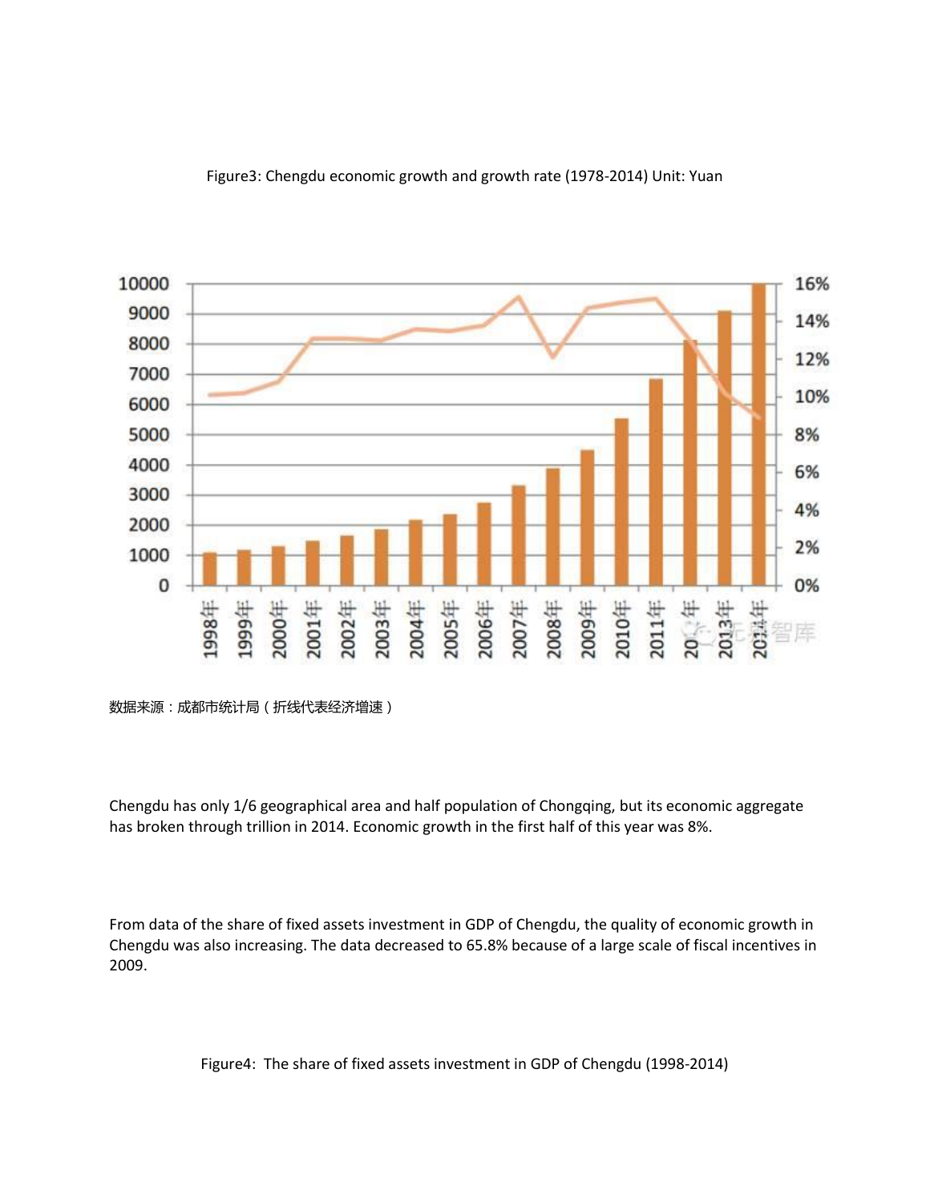Figure3: Chengdu economic growth and growth rate (1978-2014) Unit: Yuan

数据来源：成都市统计局（折线代表经济增速）

Chengdu has only 1/6 geographical area and half population of Chongqing, but its economic aggregate has broken through trillion in 2014. Economic growth in the first half of this year was 8%.

From data of the share of fixed assets investment in GDP of Chengdu, the quality of economic growth in Chengdu was also increasing. The data decreased to 65.8% because of a large scale of fiscal incentives in 2009.

Figure4: The share of fixed assets investment in GDP of Chengdu (1998-2014)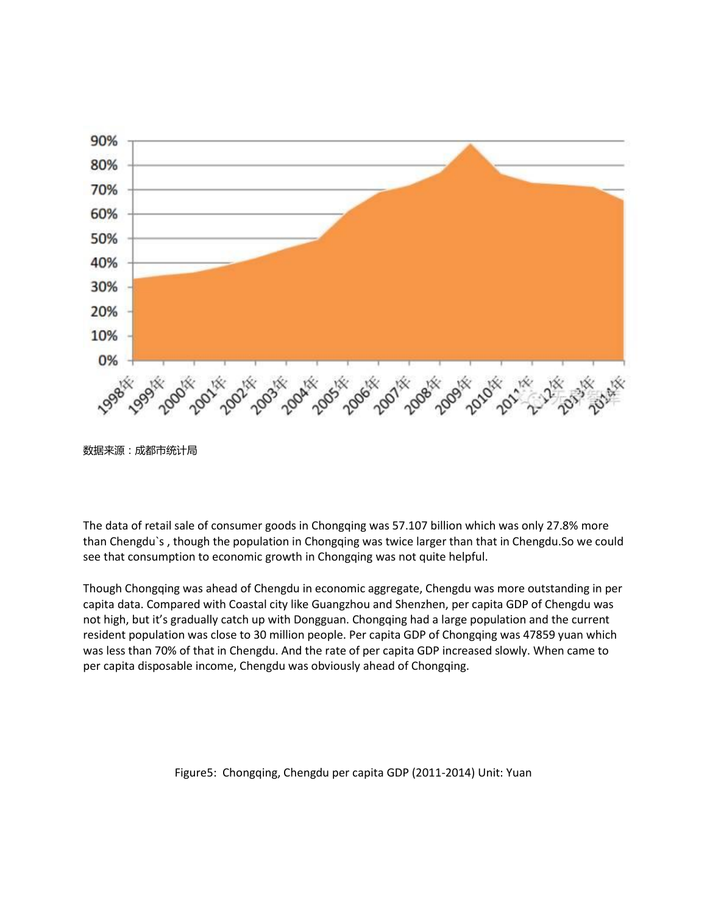数据来源：成都市统计局

The data of retail sale of consumer goods in Chongqing was 57.107 billion which was only 27.8% more than Chengdu`s , though the population in Chongqing was twice larger than that in Chengdu.So we could see that consumption to economic growth in Chongqing was not quite helpful.

Though Chongqing was ahead of Chengdu in economic aggregate, Chengdu was more outstanding in per capita data. Compared with Coastal city like Guangzhou and Shenzhen, per capita GDP of Chengdu was not high, but it's gradually catch up with Dongguan. Chongqing had a large population and the current resident population was close to 30 million people. Per capita GDP of Chongqing was 47859 yuan which was less than 70% of that in Chengdu. And the rate of per capita GDP increased slowly. When came to per capita disposable income, Chengdu was obviously ahead of Chongqing.

Figure5: Chongqing, Chengdu per capita GDP (2011-2014) Unit: Yuan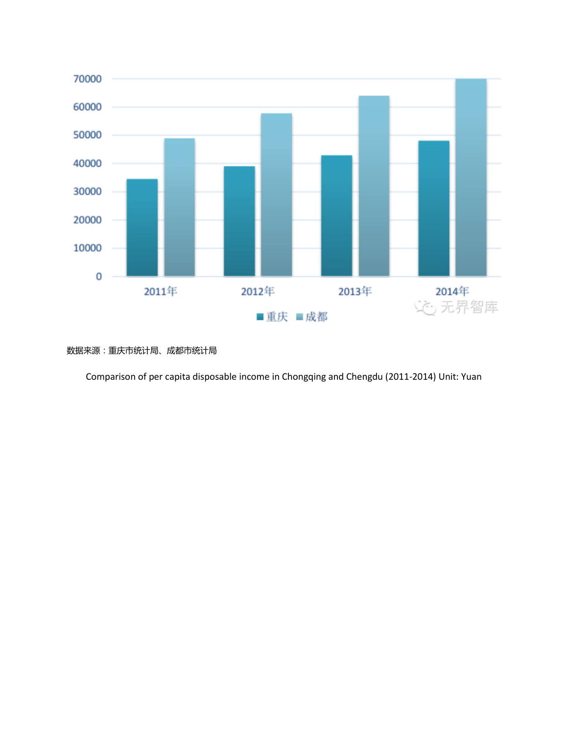数据来源：重庆市统计局、成都市统计局

Comparison of per capita disposable income in Chongqing and Chengdu (2011-2014) Unit: Yuan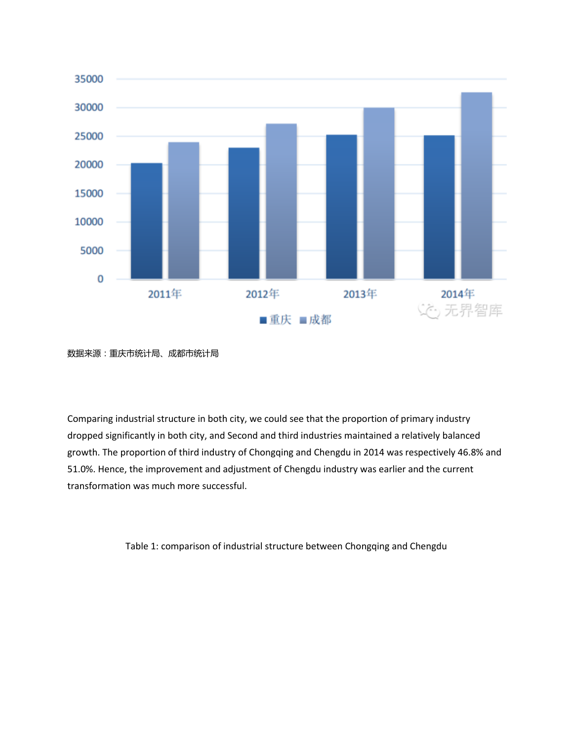数据来源：重庆市统计局、成都市统计局

Comparing industrial structure in both city, we could see that the proportion of primary industry dropped significantly in both city, and Second and third industries maintained a relatively balanced growth. The proportion of third industry of Chongqing and Chengdu in 2014 was respectively 46.8% and 51.0%. Hence, the improvement and adjustment of Chengdu industry was earlier and the current transformation was much more successful.

Table 1: comparison of industrial structure between Chongqing and Chengdu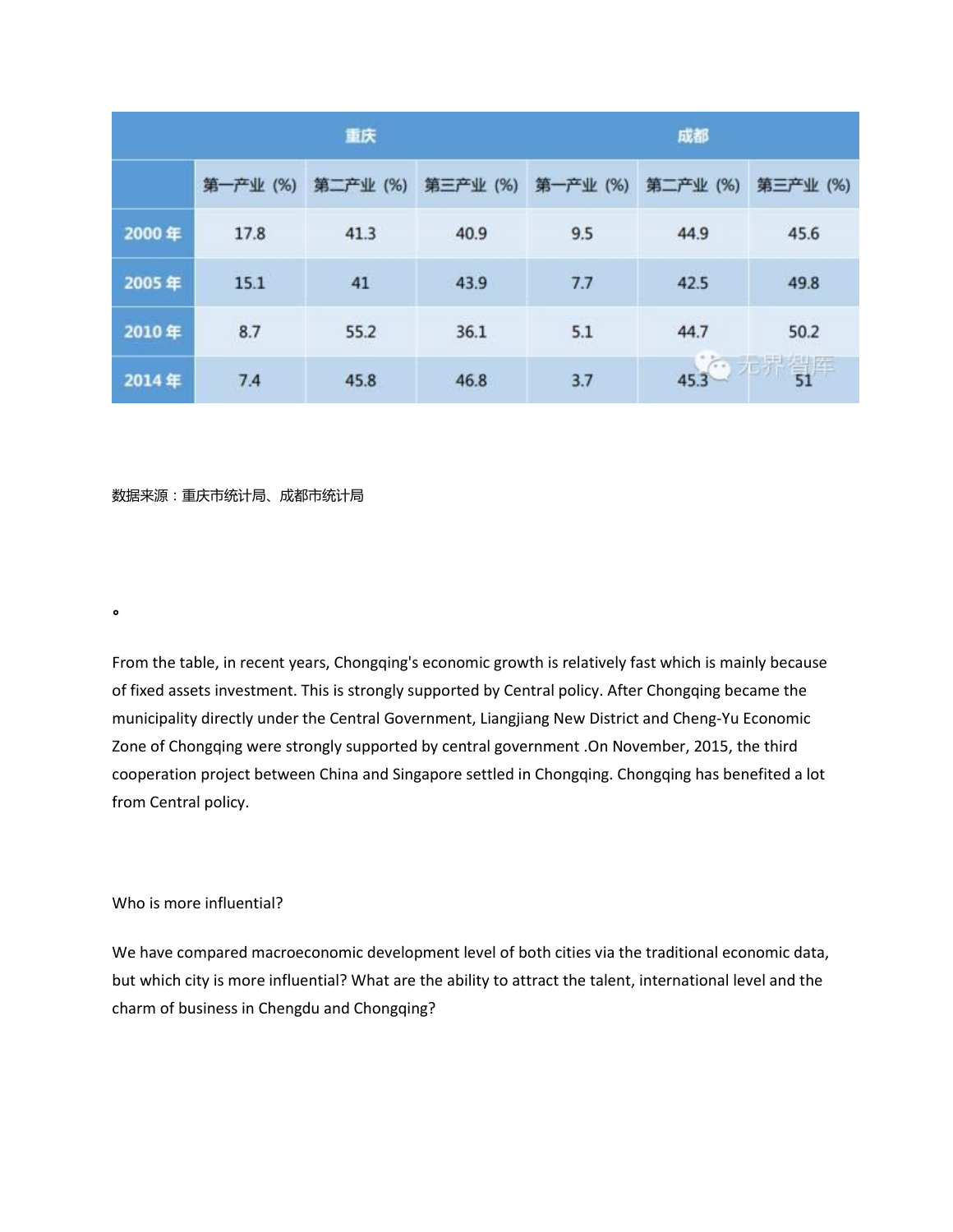| | 重庆 | | | 成都 | | |
|---|---|---|---|---|---|---|
| | 第一产业 (%) | 第二产业 (%) | 第三产业 (%) | 第一产业 (%) | 第二产业 (%) | 第三产业 (%) |
| 2000 年 | 17.8 | 41.3 | 40.9 | 9.5 | 44.9 | 45.6 |
| 2005 年 | 15.1 | 41 | 43.9 | 7.7 | 42.5 | 49.8 |
| 2010 年 | 8.7 | 55.2 | 36.1 | 5.1 | 44.7 | 50.2 |
| 2014 年 | 7.4 | 45.8 | 46.8 | 3.7 | 45.3 | 51 |

数据来源：重庆市统计局、成都市统计局

。

From the table, in recent years, Chongqing's economic growth is relatively fast which is mainly because of fixed assets investment. This is strongly supported by Central policy. After Chongqing became the municipality directly under the Central Government, Liangjiang New District and Cheng-Yu Economic Zone of Chongqing were strongly supported by central government .On November, 2015, the third cooperation project between China and Singapore settled in Chongqing. Chongqing has benefited a lot from Central policy.

Who is more influential?

We have compared macroeconomic development level of both cities via the traditional economic data, but which city is more influential? What are the ability to attract the talent, international level and the charm of business in Chengdu and Chongqing?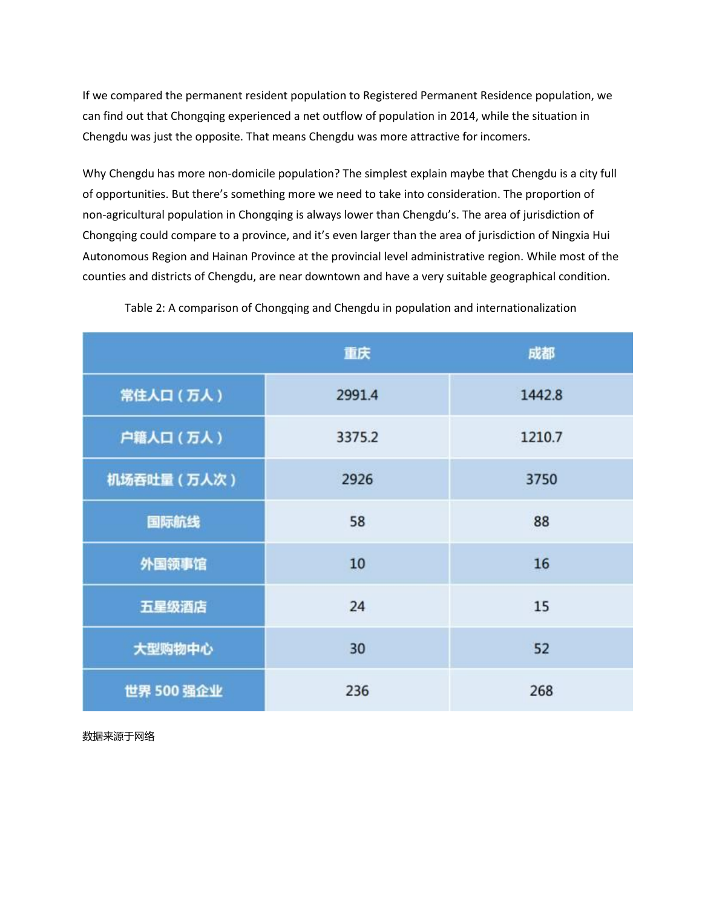If we compared the permanent resident population to Registered Permanent Residence population, we can find out that Chongqing experienced a net outflow of population in 2014, while the situation in Chengdu was just the opposite. That means Chengdu was more attractive for incomers.

Why Chengdu has more non-domicile population? The simplest explain maybe that Chengdu is a city full of opportunities. But there's something more we need to take into consideration. The proportion of non-agricultural population in Chongqing is always lower than Chengdu's. The area of jurisdiction of Chongqing could compare to a province, and it's even larger than the area of jurisdiction of Ningxia Hui Autonomous Region and Hainan Province at the provincial level administrative region. While most of the counties and districts of Chengdu, are near downtown and have a very suitable geographical condition.

Table 2: A comparison of Chongqing and Chengdu in population and internationalization

| | 重庆 | 成都 |
|---|---|---|
| 常住人口（万人） | 2991.4 | 1442.8 |
| 户籍人口（万人） | 3375.2 | 1210.7 |
| 机场吞吐量（万人次） | 2926 | 3750 |
| 国际航线 | 58 | 88 |
| 外国领事馆 | 10 | 16 |
| 五星级酒店 | 24 | 15 |
| 大型购物中心 | 30 | 52 |
| 世界 500 强企业 | 236 | 268 |

数据来源于网络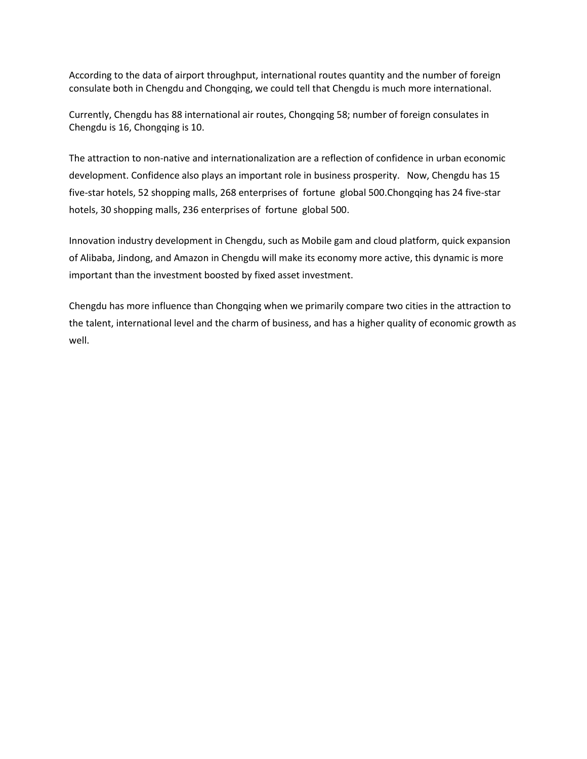According to the data of airport throughput, international routes quantity and the number of foreign consulate both in Chengdu and Chongqing, we could tell that Chengdu is much more international.

Currently, Chengdu has 88 international air routes, Chongqing 58; number of foreign consulates in Chengdu is 16, Chongqing is 10.

The attraction to non-native and internationalization are a reflection of confidence in urban economic development. Confidence also plays an important role in business prosperity. Now, Chengdu has 15 five-star hotels, 52 shopping malls, 268 enterprises of fortune global 500.Chongqing has 24 five-star hotels, 30 shopping malls, 236 enterprises of fortune global 500.

Innovation industry development in Chengdu, such as Mobile gam and cloud platform, quick expansion of Alibaba, Jindong, and Amazon in Chengdu will make its economy more active, this dynamic is more important than the investment boosted by fixed asset investment.

Chengdu has more influence than Chongqing when we primarily compare two cities in the attraction to the talent, international level and the charm of business, and has a higher quality of economic growth as well.